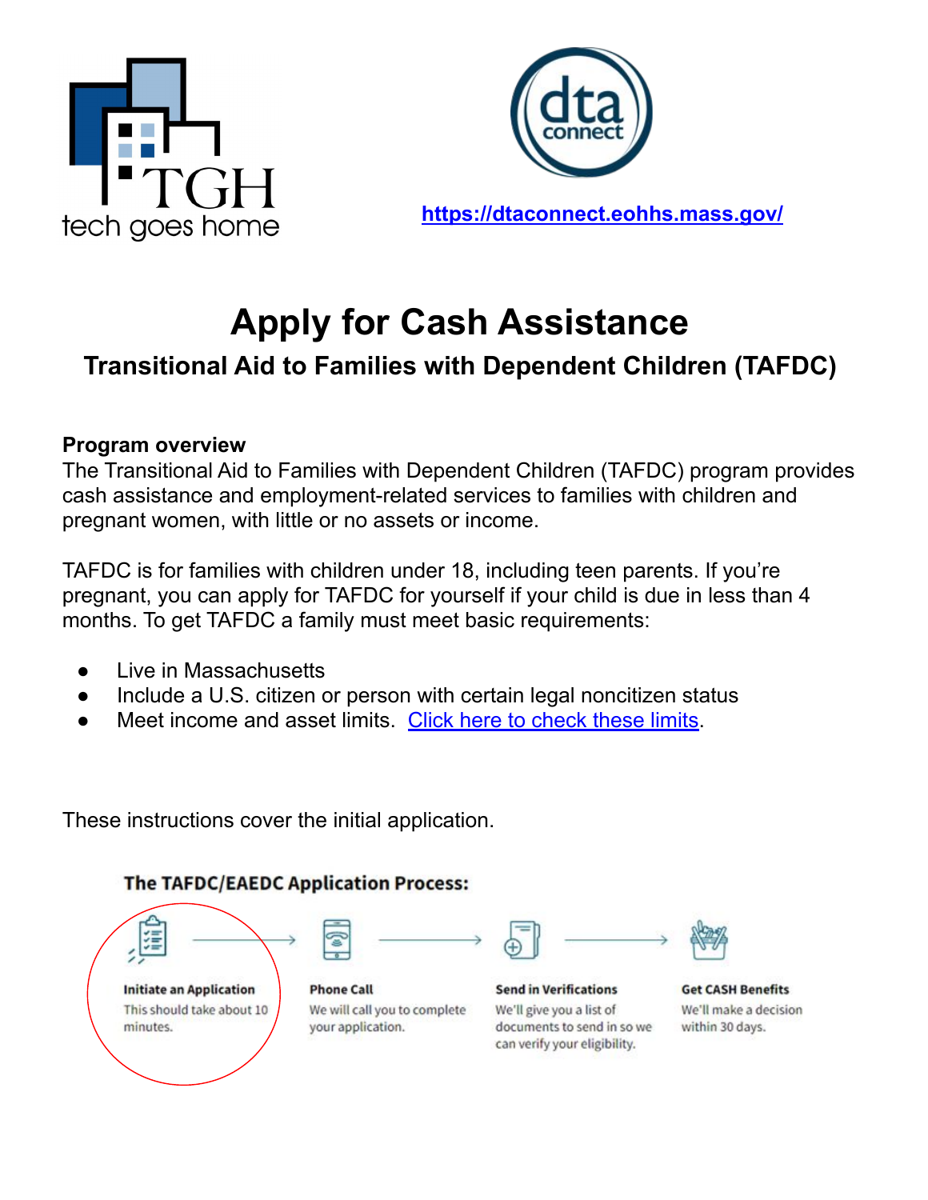tech goes home

https://dtaconnect.eohhs.mass.gov/

# Apply for Cash Assistance

## Transitional Aid to Families with Dependent Children (TAFDC)

**Program overview**

The Transitional Aid to Families with Dependent Children (TAFDC) program provides cash assistance and employment-related services to families with children and pregnant women, with little or no assets or income.

TAFDC is for families with children under 18, including teen parents. If you're pregnant, you can apply for TAFDC for yourself if your child is due in less than 4 months. To get TAFDC a family must meet basic requirements:

- Live in Massachusetts
- Include a U.S. citizen or person with certain legal noncitizen status
- Meet income and asset limits. Click here to check these limits.

These instructions cover the initial application.

**The TAFDC/EAEDC Application Process:**

1. **Initiate an Application** – This should take about 10 minutes.
2. **Phone Call** – We will call you to complete your application.
3. **Send in Verifications** – We'll give you a list of documents to send in so we can verify your eligibility.
4. **Get CASH Benefits** – We'll make a decision within 30 days.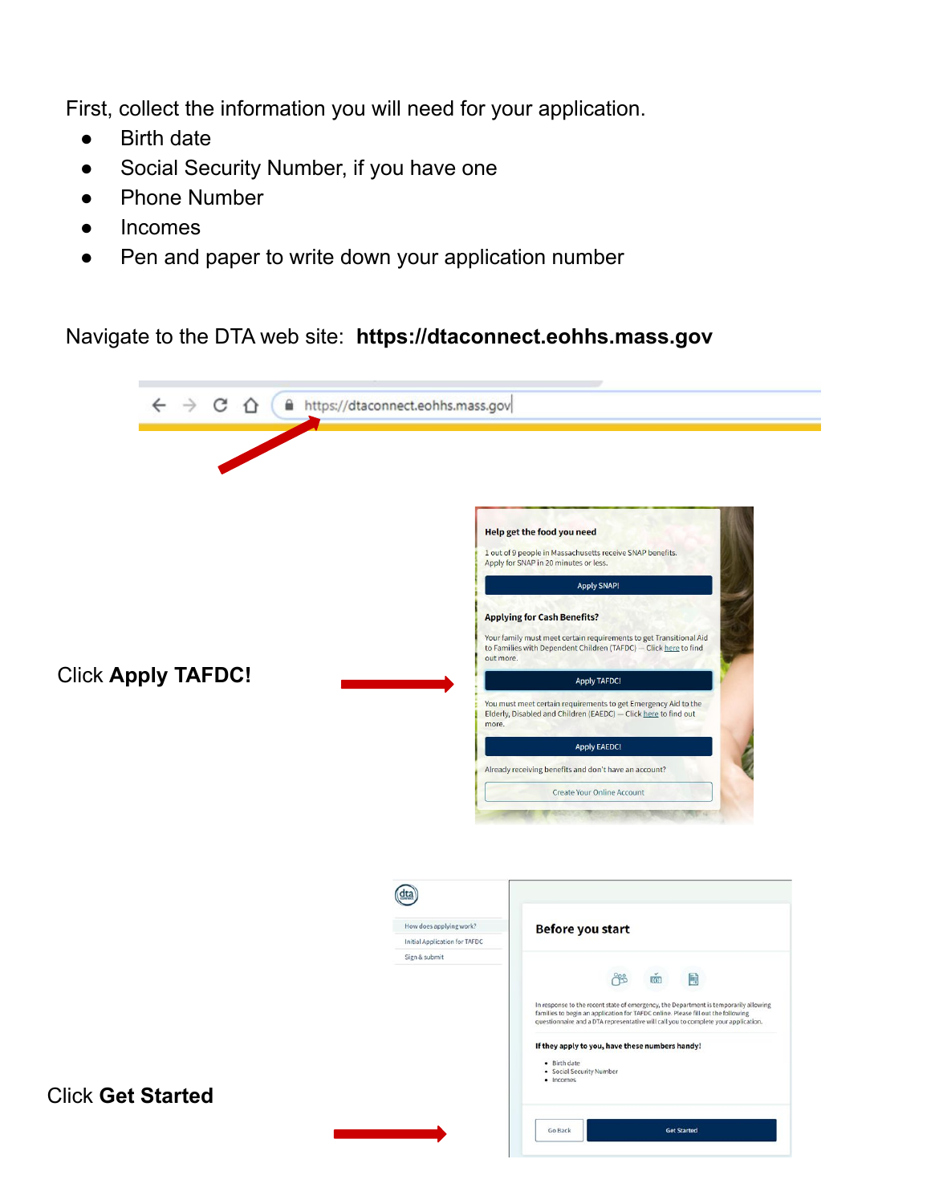First, collect the information you will need for your application.

- Birth date
- Social Security Number, if you have one
- Phone Number
- Incomes
- Pen and paper to write down your application number

Navigate to the DTA web site: **https://dtaconnect.eohhs.mass.gov**

Click **Apply TAFDC!**

Click **Get Started**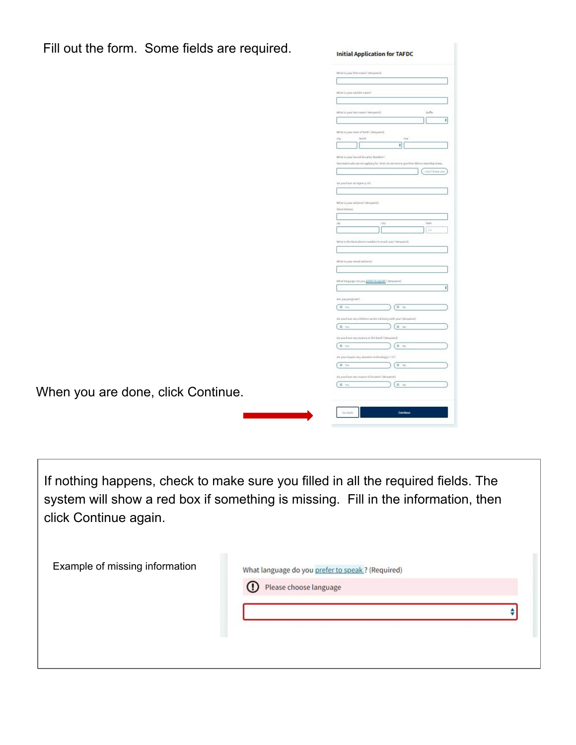Fill out the form. Some fields are required.

When you are done, click Continue.

If nothing happens, check to make sure you filled in all the required fields. The system will show a red box if something is missing. Fill in the information, then click Continue again.

Example of missing information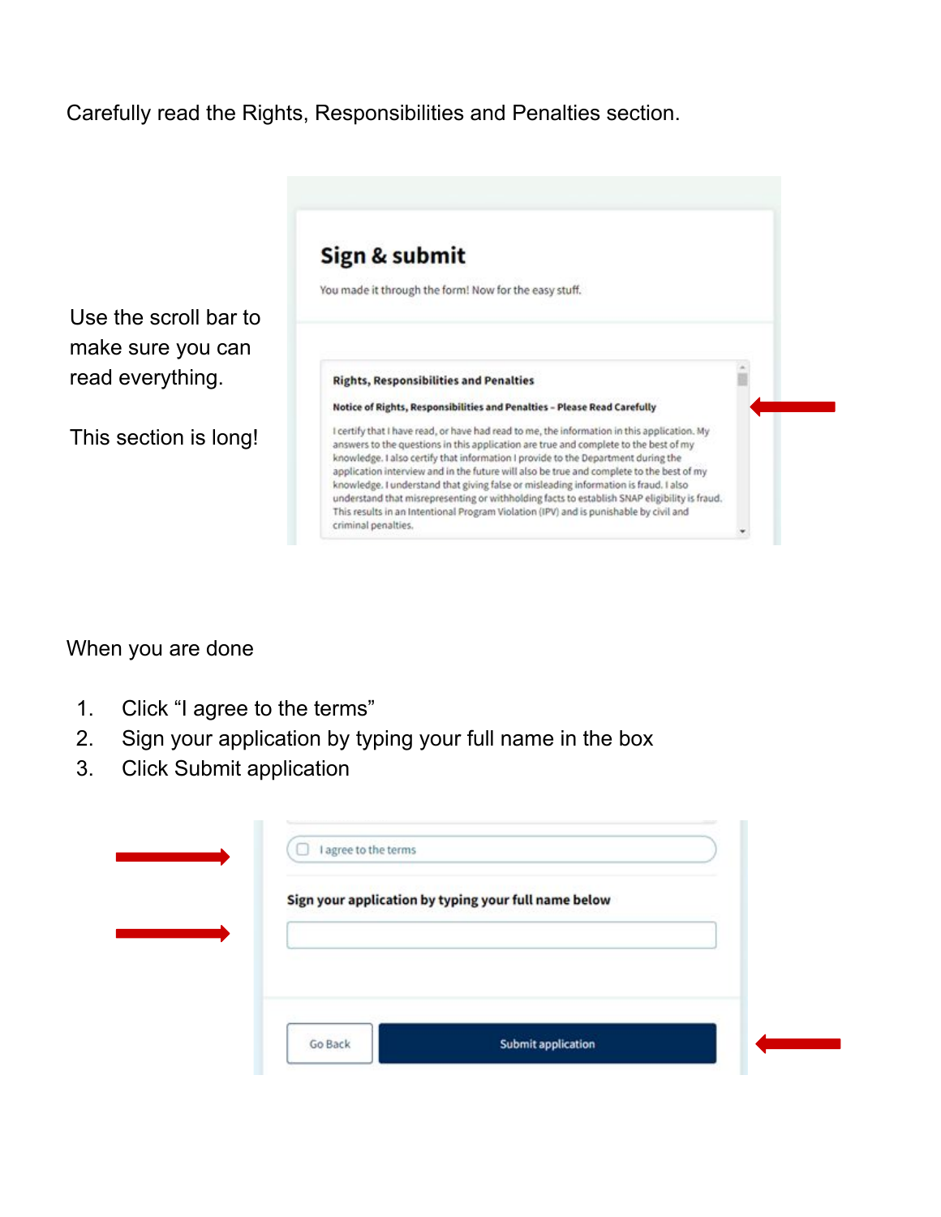Carefully read the Rights, Responsibilities and Penalties section.

Use the scroll bar to make sure you can read everything.

This section is long!

**Sign & submit**

You made it through the form! Now for the easy stuff.

**Rights, Responsibilities and Penalties**

**Notice of Rights, Responsibilities and Penalties – Please Read Carefully**

I certify that I have read, or have had read to me, the information in this application. My answers to the questions in this application are true and complete to the best of my knowledge. I also certify that information I provide to the Department during the application interview and in the future will also be true and complete to the best of my knowledge. I understand that giving false or misleading information is fraud. I also understand that misrepresenting or withholding facts to establish SNAP eligibility is fraud. This results in an Intentional Program Violation (IPV) and is punishable by civil and criminal penalties.

When you are done

1. Click "I agree to the terms"
2. Sign your application by typing your full name in the box
3. Click Submit application

I agree to the terms

**Sign your application by typing your full name below**

Go Back

Submit application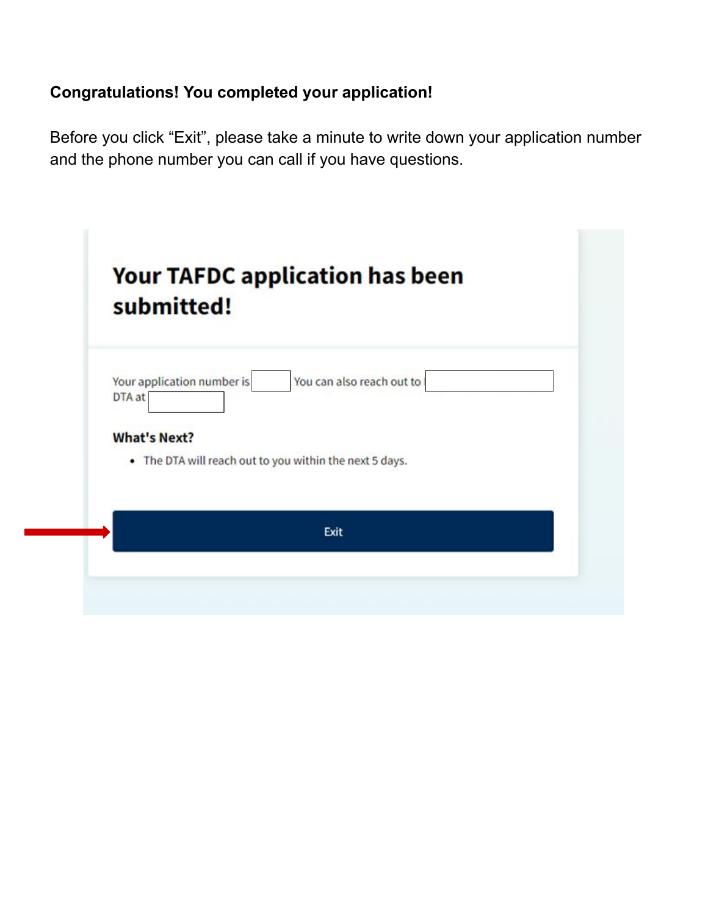**Congratulations! You completed your application!**

Before you click "Exit", please take a minute to write down your application number and the phone number you can call if you have questions.

# Your TAFDC application has been submitted!

Your application number is [ ] You can also reach out to [ ] DTA at [ ]

**What's Next?**

- The DTA will reach out to you within the next 5 days.

Exit